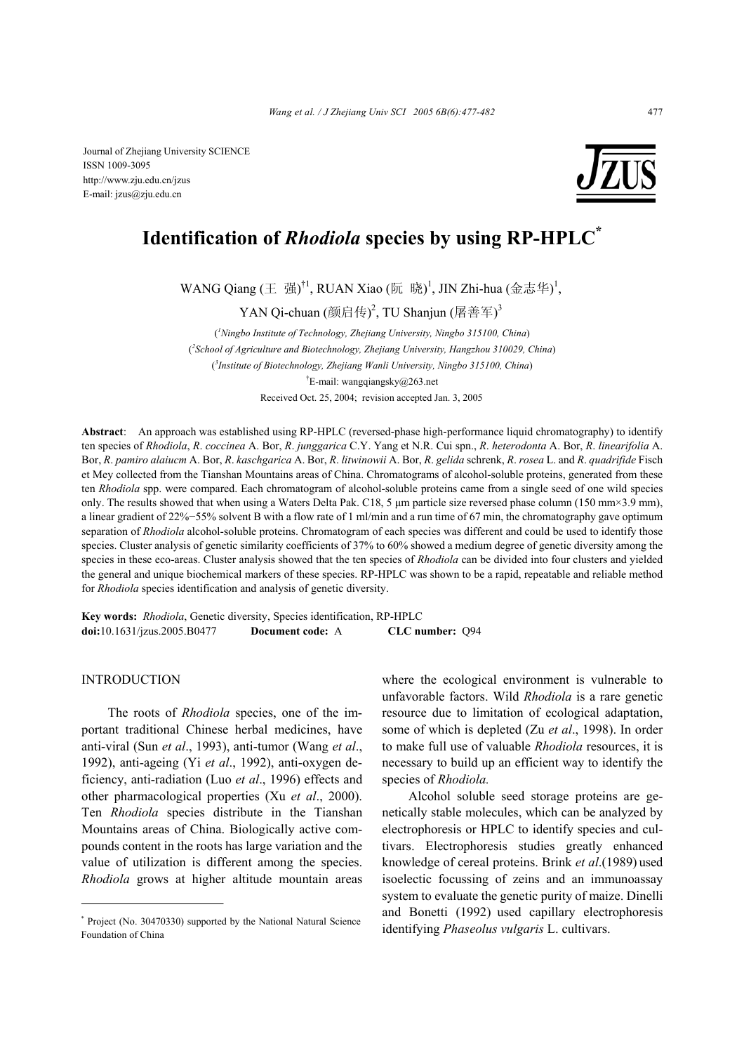Journal of Zhejiang University SCIENCE
ISSN 1009-3095
http://www.zju.edu.cn/jzus
E-mail: jzus@zju.edu.cn

# Identification of *Rhodiola* species by using RP-HPLC[*]

WANG Qiang (王 强)[†1], RUAN Xiao (阮 晓)[1], JIN Zhi-hua (金志华)[1],
YAN Qi-chuan (颜启传)[2], TU Shanjun (屠善军)[3]

([1]*Ningbo Institute of Technology, Zhejiang University, Ningbo 315100, China*)
([2]*School of Agriculture and Biotechnology, Zhejiang University, Hangzhou 310029, China*)
([3]*Institute of Biotechnology, Zhejiang Wanli University, Ningbo 315100, China*)
[†]E-mail: wangqiangsky@263.net
Received Oct. 25, 2004; revision accepted Jan. 3, 2005

**Abstract**: An approach was established using RP-HPLC (reversed-phase high-performance liquid chromatography) to identify ten species of *Rhodiola*, *R. coccinea* A. Bor, *R. junggarica* C.Y. Yang et N.R. Cui spn., *R. heterodonta* A. Bor, *R. linearifolia* A. Bor, *R. pamiro alaiucm* A. Bor, *R. kaschgarica* A. Bor, *R. litwinowii* A. Bor, *R. gelida* schrenk, *R. rosea* L. and *R. quadrifide* Fisch et Mey collected from the Tianshan Mountains areas of China. Chromatograms of alcohol-soluble proteins, generated from these ten *Rhodiola* spp. were compared. Each chromatogram of alcohol-soluble proteins came from a single seed of one wild species only. The results showed that when using a Waters Delta Pak. C18, 5 μm particle size reversed phase column (150 mm×3.9 mm), a linear gradient of 22%−55% solvent B with a flow rate of 1 ml/min and a run time of 67 min, the chromatography gave optimum separation of *Rhodiola* alcohol-soluble proteins. Chromatogram of each species was different and could be used to identify those species. Cluster analysis of genetic similarity coefficients of 37% to 60% showed a medium degree of genetic diversity among the species in these eco-areas. Cluster analysis showed that the ten species of *Rhodiola* can be divided into four clusters and yielded the general and unique biochemical markers of these species. RP-HPLC was shown to be a rapid, repeatable and reliable method for *Rhodiola* species identification and analysis of genetic diversity.

**Key words:** *Rhodiola*, Genetic diversity, Species identification, RP-HPLC
**doi:**10.1631/jzus.2005.B0477 **Document code:** A **CLC number:** Q94

## INTRODUCTION

The roots of *Rhodiola* species, one of the important traditional Chinese herbal medicines, have anti-viral (Sun *et al*., 1993), anti-tumor (Wang *et al*., 1992), anti-ageing (Yi *et al*., 1992), anti-oxygen deficiency, anti-radiation (Luo *et al*., 1996) effects and other pharmacological properties (Xu *et al*., 2000). Ten *Rhodiola* species distribute in the Tianshan Mountains areas of China. Biologically active compounds content in the roots has large variation and the value of utilization is different among the species. *Rhodiola* grows at higher altitude mountain areas where the ecological environment is vulnerable to unfavorable factors. Wild *Rhodiola* is a rare genetic resource due to limitation of ecological adaptation, some of which is depleted (Zu *et al*., 1998). In order to make full use of valuable *Rhodiola* resources, it is necessary to build up an efficient way to identify the species of *Rhodiola.*

Alcohol soluble seed storage proteins are genetically stable molecules, which can be analyzed by electrophoresis or HPLC to identify species and cultivars. Electrophoresis studies greatly enhanced knowledge of cereal proteins. Brink *et al*.(1989) used isoelectic focussing of zeins and an immunoassay system to evaluate the genetic purity of maize. Dinelli and Bonetti (1992) used capillary electrophoresis identifying *Phaseolus vulgaris* L. cultivars.

[*] Project (No. 30470330) supported by the National Natural Science Foundation of China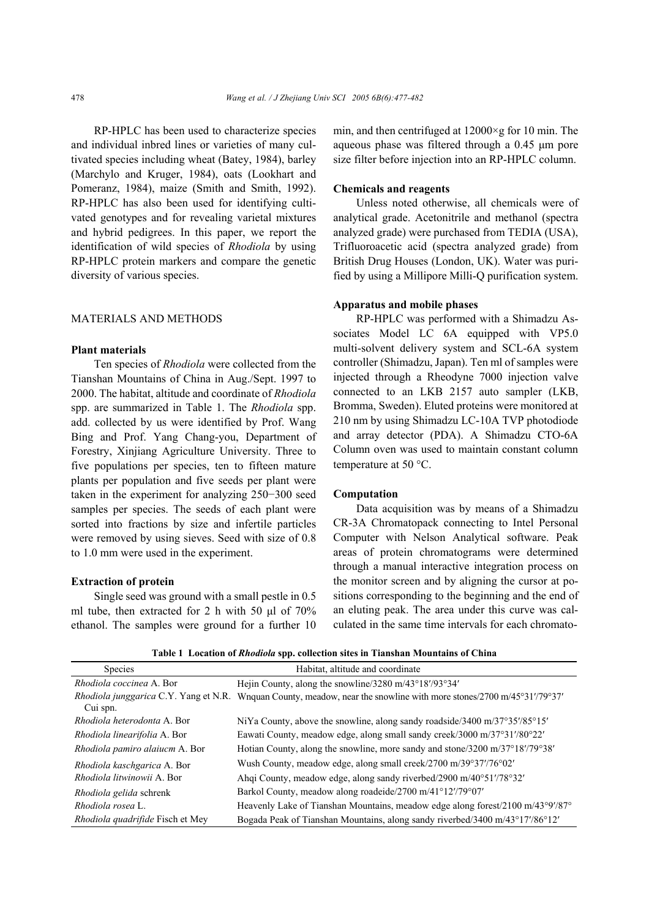RP-HPLC has been used to characterize species and individual inbred lines or varieties of many cultivated species including wheat (Batey, 1984), barley (Marchylo and Kruger, 1984), oats (Lookhart and Pomeranz, 1984), maize (Smith and Smith, 1992). RP-HPLC has also been used for identifying cultivated genotypes and for revealing varietal mixtures and hybrid pedigrees. In this paper, we report the identification of wild species of *Rhodiola* by using RP-HPLC protein markers and compare the genetic diversity of various species.

## MATERIALS AND METHODS

### Plant materials

Ten species of *Rhodiola* were collected from the Tianshan Mountains of China in Aug./Sept. 1997 to 2000. The habitat, altitude and coordinate of *Rhodiola* spp. are summarized in Table 1. The *Rhodiola* spp. add. collected by us were identified by Prof. Wang Bing and Prof. Yang Chang-you, Department of Forestry, Xinjiang Agriculture University. Three to five populations per species, ten to fifteen mature plants per population and five seeds per plant were taken in the experiment for analyzing 250−300 seed samples per species. The seeds of each plant were sorted into fractions by size and infertile particles were removed by using sieves. Seed with size of 0.8 to 1.0 mm were used in the experiment.

### Extraction of protein

Single seed was ground with a small pestle in 0.5 ml tube, then extracted for 2 h with 50 μl of 70% ethanol. The samples were ground for a further 10 min, and then centrifuged at 12000×g for 10 min. The aqueous phase was filtered through a 0.45 μm pore size filter before injection into an RP-HPLC column.

### Chemicals and reagents

Unless noted otherwise, all chemicals were of analytical grade. Acetonitrile and methanol (spectra analyzed grade) were purchased from TEDIA (USA), Trifluoroacetic acid (spectra analyzed grade) from British Drug Houses (London, UK). Water was purified by using a Millipore Milli-Q purification system.

### Apparatus and mobile phases

RP-HPLC was performed with a Shimadzu Associates Model LC 6A equipped with VP5.0 multi-solvent delivery system and SCL-6A system controller (Shimadzu, Japan). Ten ml of samples were injected through a Rheodyne 7000 injection valve connected to an LKB 2157 auto sampler (LKB, Bromma, Sweden). Eluted proteins were monitored at 210 nm by using Shimadzu LC-10A TVP photodiode and array detector (PDA). A Shimadzu CTO-6A Column oven was used to maintain constant column temperature at 50 °C.

### Computation

Data acquisition was by means of a Shimadzu CR-3A Chromatopack connecting to Intel Personal Computer with Nelson Analytical software. Peak areas of protein chromatograms were determined through a manual interactive integration process on the monitor screen and by aligning the cursor at positions corresponding to the beginning and the end of an eluting peak. The area under this curve was calculated in the same time intervals for each chromato-

**Table 1 Location of *Rhodiola* spp. collection sites in Tianshan Mountains of China**

| Species | Habitat, altitude and coordinate |
|---|---|
| *Rhodiola coccinea* A. Bor | Hejin County, along the snowline/3280 m/43°18′/93°34′ |
| *Rhodiola junggarica* C.Y. Yang et N.R. Cui spn. | Wnquan County, meadow, near the snowline with more stones/2700 m/45°31′/79°37′ |
| *Rhodiola heterodonta* A. Bor | NiYa County, above the snowline, along sandy roadside/3400 m/37°35′/85°15′ |
| *Rhodiola linearifolia* A. Bor | Eawati County, meadow edge, along small sandy creek/3000 m/37°31′/80°22′ |
| *Rhodiola pamiro alaiucm* A. Bor | Hotian County, along the snowline, more sandy and stone/3200 m/37°18′/79°38′ |
| *Rhodiola kaschgarica* A. Bor | Wush County, meadow edge, along small creek/2700 m/39°37′/76°02′ |
| *Rhodiola litwinowii* A. Bor | Ahqi County, meadow edge, along sandy riverbed/2900 m/40°51′/78°32′ |
| *Rhodiola gelida* schrenk | Barkol County, meadow along roadeide/2700 m/41°12′/79°07′ |
| *Rhodiola rosea* L. | Heavenly Lake of Tianshan Mountains, meadow edge along forest/2100 m/43°9′/87° |
| *Rhodiola quadrifide* Fisch et Mey | Bogada Peak of Tianshan Mountains, along sandy riverbed/3400 m/43°17′/86°12′ |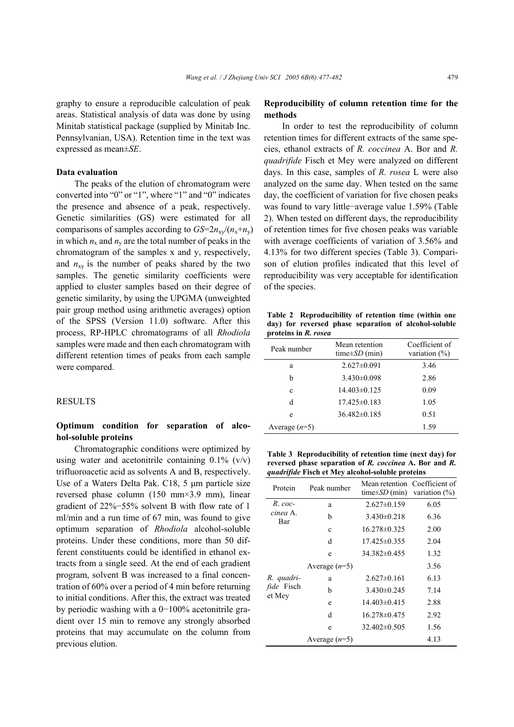graphy to ensure a reproducible calculation of peak areas. Statistical analysis of data was done by using Minitab statistical package (supplied by Minitab Inc. Pennsylvanian, USA). Retention time in the text was expressed as mean±*SE*.

### Data evaluation

The peaks of the elution of chromatogram were converted into "0" or "1", where "1" and "0" indicates the presence and absence of a peak, respectively. Genetic similarities (GS) were estimated for all comparisons of samples according to $GS=2n_{xy}/(n_x+n_y)$ in which $n_x$ and $n_y$ are the total number of peaks in the chromatogram of the samples x and y, respectively, and $n_{xy}$ is the number of peaks shared by the two samples. The genetic similarity coefficients were applied to cluster samples based on their degree of genetic similarity, by using the UPGMA (unweighted pair group method using arithmetic averages) option of the SPSS (Version 11.0) software. After this process, RP-HPLC chromatograms of all *Rhodiola* samples were made and then each chromatogram with different retention times of peaks from each sample were compared.

## RESULTS

### Optimum condition for separation of alcohol-soluble proteins

Chromatographic conditions were optimized by using water and acetonitrile containing 0.1% (v/v) trifluoroacetic acid as solvents A and B, respectively. Use of a Waters Delta Pak. C18, 5 μm particle size reversed phase column (150 mm×3.9 mm), linear gradient of 22%−55% solvent B with flow rate of 1 ml/min and a run time of 67 min, was found to give optimum separation of *Rhodiola* alcohol-soluble proteins. Under these conditions, more than 50 different constituents could be identified in ethanol extracts from a single seed. At the end of each gradient program, solvent B was increased to a final concentration of 60% over a period of 4 min before returning to initial conditions. After this, the extract was treated by periodic washing with a 0−100% acetonitrile gradient over 15 min to remove any strongly absorbed proteins that may accumulate on the column from previous elution.

### Reproducibility of column retention time for the methods

In order to test the reproducibility of column retention times for different extracts of the same species, ethanol extracts of *R. coccinea* A. Bor and *R. quadrifide* Fisch et Mey were analyzed on different days. In this case, samples of *R. rosea* L were also analyzed on the same day. When tested on the same day, the coefficient of variation for five chosen peaks was found to vary little−average value 1.59% (Table 2). When tested on different days, the reproducibility of retention times for five chosen peaks was variable with average coefficients of variation of 3.56% and 4.13% for two different species (Table 3). Comparison of elution profiles indicated that this level of reproducibility was very acceptable for identification of the species.

**Table 2 Reproducibility of retention time (within one day) for reversed phase separation of alcohol-soluble proteins in *R. rosea***

| Peak number | Mean retention time±*SD* (min) | Coefficient of variation (%) |
|---|---|---|
| a | 2.627±0.091 | 3.46 |
| b | 3.430±0.098 | 2.86 |
| c | 14.403±0.125 | 0.09 |
| d | 17.425±0.183 | 1.05 |
| e | 36.482±0.185 | 0.51 |
| Average ($n$=5) | | 1.59 |

**Table 3 Reproducibility of retention time (next day) for reversed phase separation of *R. coccinea* A. Bor and *R. quadrifide* Fisch et Mey alcohol-soluble proteins**

| Protein | Peak number | Mean retention time±*SD* (min) | Coefficient of variation (%) |
|---|---|---|---|
| *R. coccinea* A. Bar | a | 2.627±0.159 | 6.05 |
| | b | 3.430±0.218 | 6.36 |
| | c | 16.278±0.325 | 2.00 |
| | d | 17.425±0.355 | 2.04 |
| | e | 34.382±0.455 | 1.32 |
| | Average ($n$=5) | | 3.56 |
| *R. quadrifide* Fisch et Mey | a | 2.627±0.161 | 6.13 |
| | b | 3.430±0.245 | 7.14 |
| | e | 14.403±0.415 | 2.88 |
| | d | 16.278±0.475 | 2.92 |
| | e | 32.402±0.505 | 1.56 |
| | Average ($n$=5) | | 4.13 |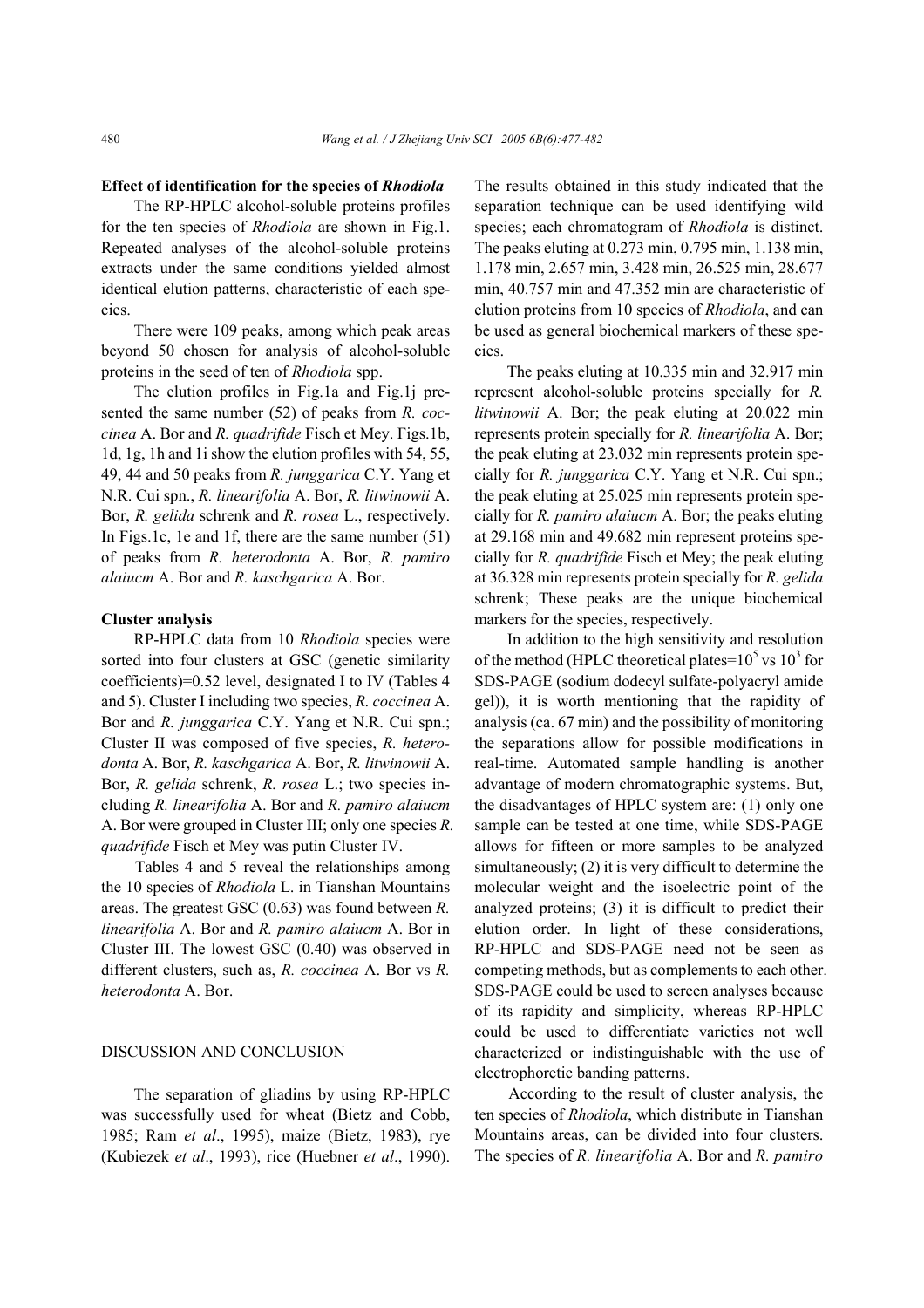**Effect of identification for the species of *Rhodiola***

The RP-HPLC alcohol-soluble proteins profiles for the ten species of *Rhodiola* are shown in Fig.1. Repeated analyses of the alcohol-soluble proteins extracts under the same conditions yielded almost identical elution patterns, characteristic of each species.

There were 109 peaks, among which peak areas beyond 50 chosen for analysis of alcohol-soluble proteins in the seed of ten of *Rhodiola* spp.

The elution profiles in Fig.1a and Fig.1j presented the same number (52) of peaks from *R. coccinea* A. Bor and *R. quadrifide* Fisch et Mey. Figs.1b, 1d, 1g, 1h and 1i show the elution profiles with 54, 55, 49, 44 and 50 peaks from *R. junggarica* C.Y. Yang et N.R. Cui spn., *R. linearifolia* A. Bor, *R. litwinowii* A. Bor, *R. gelida* schrenk and *R. rosea* L., respectively. In Figs.1c, 1e and 1f, there are the same number (51) of peaks from *R. heterodonta* A. Bor, *R. pamiro alaiucm* A. Bor and *R. kaschgarica* A. Bor.

**Cluster analysis**

RP-HPLC data from 10 *Rhodiola* species were sorted into four clusters at GSC (genetic similarity coefficients)=0.52 level, designated I to IV (Tables 4 and 5). Cluster I including two species, *R. coccinea* A. Bor and *R. junggarica* C.Y. Yang et N.R. Cui spn.; Cluster II was composed of five species, *R. heterodonta* A. Bor, *R. kaschgarica* A. Bor, *R. litwinowii* A. Bor, *R. gelida* schrenk, *R. rosea* L.; two species including *R. linearifolia* A. Bor and *R. pamiro alaiucm* A. Bor were grouped in Cluster III; only one species *R. quadrifide* Fisch et Mey was putin Cluster IV.

Tables 4 and 5 reveal the relationships among the 10 species of *Rhodiola* L. in Tianshan Mountains areas. The greatest GSC (0.63) was found between *R. linearifolia* A. Bor and *R. pamiro alaiucm* A. Bor in Cluster III. The lowest GSC (0.40) was observed in different clusters, such as, *R. coccinea* A. Bor vs *R. heterodonta* A. Bor.

## DISCUSSION AND CONCLUSION

The separation of gliadins by using RP-HPLC was successfully used for wheat (Bietz and Cobb, 1985; Ram *et al*., 1995), maize (Bietz, 1983), rye (Kubiezek *et al*., 1993), rice (Huebner *et al*., 1990). The results obtained in this study indicated that the separation technique can be used identifying wild species; each chromatogram of *Rhodiola* is distinct. The peaks eluting at 0.273 min, 0.795 min, 1.138 min, 1.178 min, 2.657 min, 3.428 min, 26.525 min, 28.677 min, 40.757 min and 47.352 min are characteristic of elution proteins from 10 species of *Rhodiola*, and can be used as general biochemical markers of these species.

The peaks eluting at 10.335 min and 32.917 min represent alcohol-soluble proteins specially for *R. litwinowii* A. Bor; the peak eluting at 20.022 min represents protein specially for *R. linearifolia* A. Bor; the peak eluting at 23.032 min represents protein specially for *R. junggarica* C.Y. Yang et N.R. Cui spn.; the peak eluting at 25.025 min represents protein specially for *R. pamiro alaiucm* A. Bor; the peaks eluting at 29.168 min and 49.682 min represent proteins specially for *R. quadrifide* Fisch et Mey; the peak eluting at 36.328 min represents protein specially for *R. gelida* schrenk; These peaks are the unique biochemical markers for the species, respectively.

In addition to the high sensitivity and resolution of the method (HPLC theoretical plates=$10^5$ vs $10^3$ for SDS-PAGE (sodium dodecyl sulfate-polyacryl amide gel)), it is worth mentioning that the rapidity of analysis (ca. 67 min) and the possibility of monitoring the separations allow for possible modifications in real-time. Automated sample handling is another advantage of modern chromatographic systems. But, the disadvantages of HPLC system are: (1) only one sample can be tested at one time, while SDS-PAGE allows for fifteen or more samples to be analyzed simultaneously; (2) it is very difficult to determine the molecular weight and the isoelectric point of the analyzed proteins; (3) it is difficult to predict their elution order. In light of these considerations, RP-HPLC and SDS-PAGE need not be seen as competing methods, but as complements to each other. SDS-PAGE could be used to screen analyses because of its rapidity and simplicity, whereas RP-HPLC could be used to differentiate varieties not well characterized or indistinguishable with the use of electrophoretic banding patterns.

According to the result of cluster analysis, the ten species of *Rhodiola*, which distribute in Tianshan Mountains areas, can be divided into four clusters. The species of *R. linearifolia* A. Bor and *R. pamiro*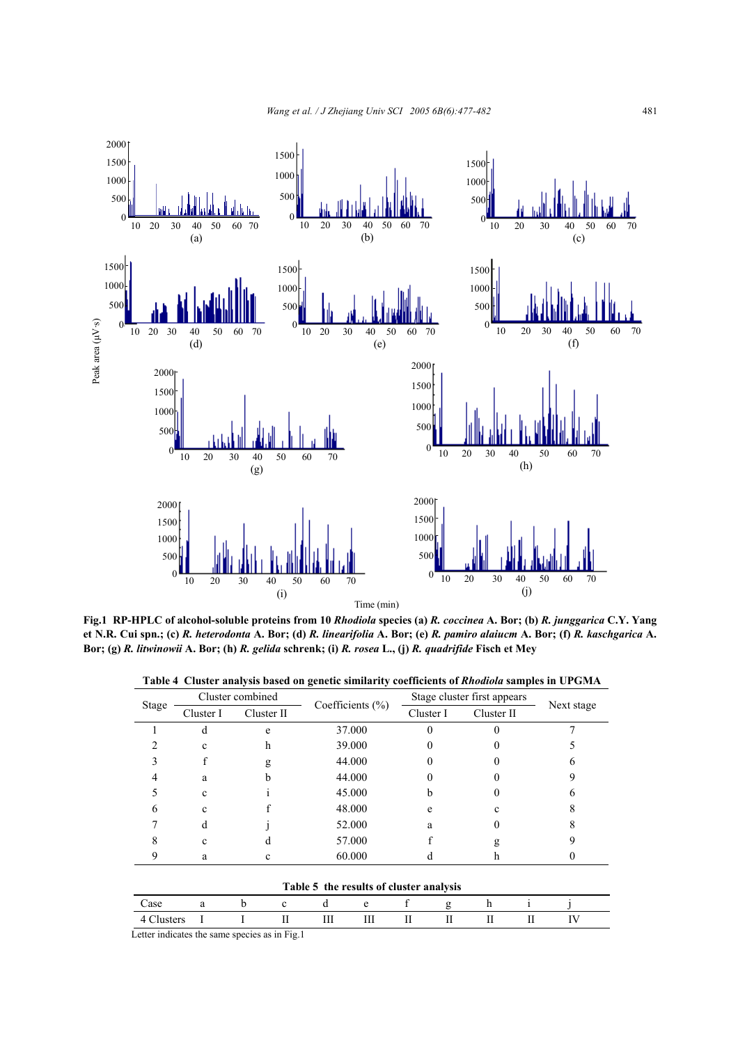**Fig.1 RP-HPLC of alcohol-soluble proteins from 10 *Rhodiola* species (a) *R. coccinea* A. Bor; (b) *R. junggarica* C.Y. Yang et N.R. Cui spn.; (c) *R. heterodonta* A. Bor; (d) *R. linearifolia* A. Bor; (e) *R. pamiro alaiucm* A. Bor; (f) *R. kaschgarica* A. Bor; (g) *R. litwinowii* A. Bor; (h) *R. gelida* schrenk; (i) *R. rosea* L., (j) *R. quadrifide* Fisch et Mey**

**Table 4 Cluster analysis based on genetic similarity coefficients of *Rhodiola* samples in UPGMA**

| Stage | Cluster combined | | Coefficients (%) | Stage cluster first appears | | Next stage |
|---|---|---|---|---|---|---|
| | Cluster I | Cluster II | | Cluster I | Cluster II | |
| 1 | d | e | 37.000 | 0 | 0 | 7 |
| 2 | c | h | 39.000 | 0 | 0 | 5 |
| 3 | f | g | 44.000 | 0 | 0 | 6 |
| 4 | a | b | 44.000 | 0 | 0 | 9 |
| 5 | c | i | 45.000 | b | 0 | 6 |
| 6 | c | f | 48.000 | e | c | 8 |
| 7 | d | j | 52.000 | a | 0 | 8 |
| 8 | c | d | 57.000 | f | g | 9 |
| 9 | a | c | 60.000 | d | h | 0 |

**Table 5 the results of cluster analysis**

| Case | a | b | c | d | e | f | g | h | i | j |
|---|---|---|---|---|---|---|---|---|---|---|
| 4 Clusters | I | I | II | III | III | II | II | II | II | IV |

Letter indicates the same species as in Fig.1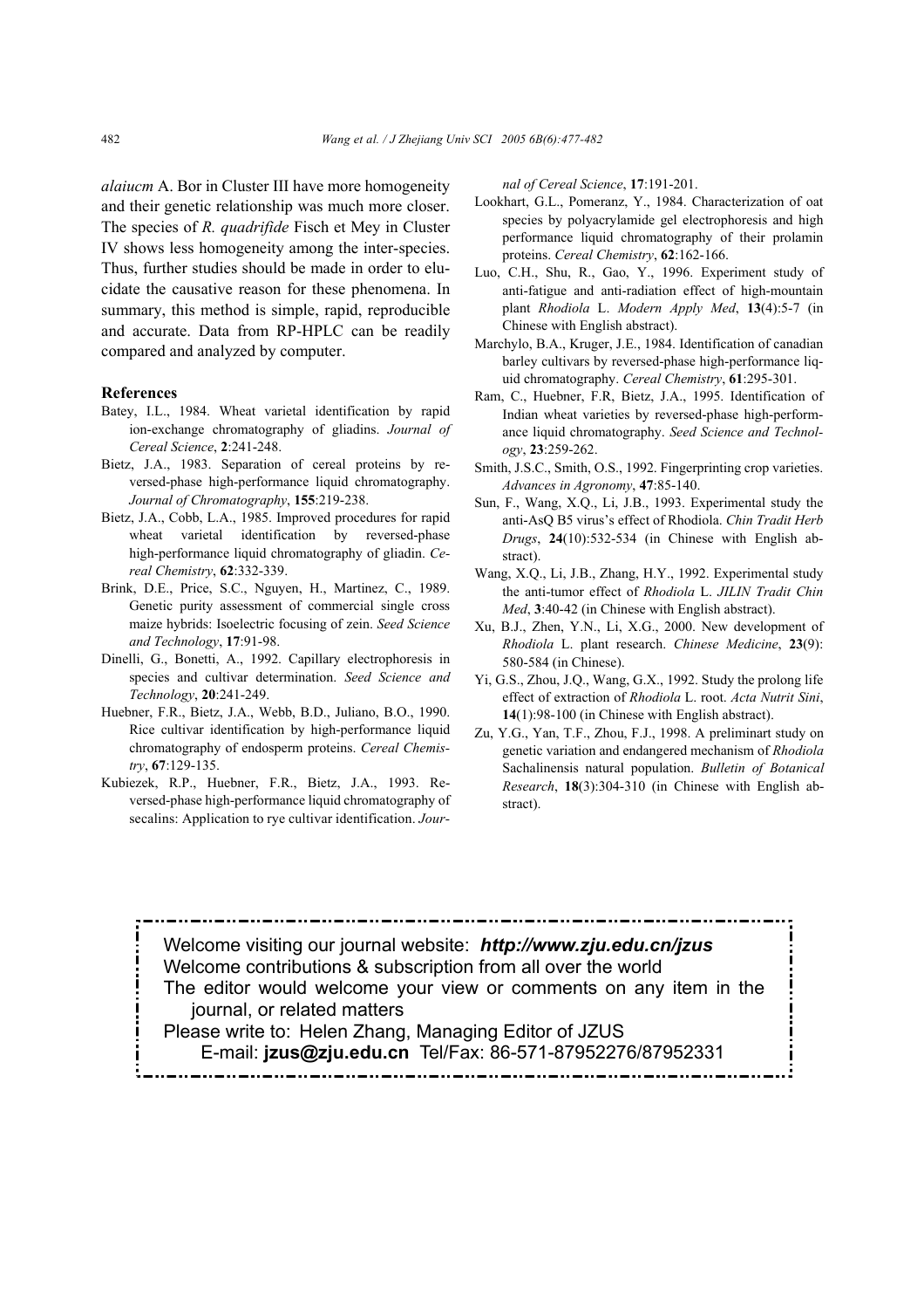*alaiucm* A. Bor in Cluster III have more homogeneity and their genetic relationship was much more closer. The species of *R. quadrifide* Fisch et Mey in Cluster IV shows less homogeneity among the inter-species. Thus, further studies should be made in order to elucidate the causative reason for these phenomena. In summary, this method is simple, rapid, reproducible and accurate. Data from RP-HPLC can be readily compared and analyzed by computer.

**References**

Batey, I.L., 1984. Wheat varietal identification by rapid ion-exchange chromatography of gliadins. *Journal of Cereal Science*, **2**:241-248.

Bietz, J.A., 1983. Separation of cereal proteins by reversed-phase high-performance liquid chromatography. *Journal of Chromatography*, **155**:219-238.

Bietz, J.A., Cobb, L.A., 1985. Improved procedures for rapid wheat varietal identification by reversed-phase high-performance liquid chromatography of gliadin. *Cereal Chemistry*, **62**:332-339.

Brink, D.E., Price, S.C., Nguyen, H., Martinez, C., 1989. Genetic purity assessment of commercial single cross maize hybrids: Isoelectric focusing of zein. *Seed Science and Technology*, **17**:91-98.

Dinelli, G., Bonetti, A., 1992. Capillary electrophoresis in species and cultivar determination. *Seed Science and Technology*, **20**:241-249.

Huebner, F.R., Bietz, J.A., Webb, B.D., Juliano, B.O., 1990. Rice cultivar identification by high-performance liquid chromatography of endosperm proteins. *Cereal Chemistry*, **67**:129-135.

Kubiezek, R.P., Huebner, F.R., Bietz, J.A., 1993. Reversed-phase high-performance liquid chromatography of secalins: Application to rye cultivar identification. *Journal of Cereal Science*, **17**:191-201.

Lookhart, G.L., Pomeranz, Y., 1984. Characterization of oat species by polyacrylamide gel electrophoresis and high performance liquid chromatography of their prolamin proteins. *Cereal Chemistry*, **62**:162-166.

Luo, C.H., Shu, R., Gao, Y., 1996. Experiment study of anti-fatigue and anti-radiation effect of high-mountain plant *Rhodiola* L. *Modern Apply Med*, **13**(4):5-7 (in Chinese with English abstract).

Marchylo, B.A., Kruger, J.E., 1984. Identification of canadian barley cultivars by reversed-phase high-performance liquid chromatography. *Cereal Chemistry*, **61**:295-301.

Ram, C., Huebner, F.R, Bietz, J.A., 1995. Identification of Indian wheat varieties by reversed-phase high-performance liquid chromatography. *Seed Science and Technology*, **23**:259-262.

Smith, J.S.C., Smith, O.S., 1992. Fingerprinting crop varieties. *Advances in Agronomy*, **47**:85-140.

Sun, F., Wang, X.Q., Li, J.B., 1993. Experimental study the anti-AsQ B5 virus's effect of Rhodiola. *Chin Tradit Herb Drugs*, **24**(10):532-534 (in Chinese with English abstract).

Wang, X.Q., Li, J.B., Zhang, H.Y., 1992. Experimental study the anti-tumor effect of *Rhodiola* L. *JILIN Tradit Chin Med*, **3**:40-42 (in Chinese with English abstract).

Xu, B.J., Zhen, Y.N., Li, X.G., 2000. New development of *Rhodiola* L. plant research. *Chinese Medicine*, **23**(9): 580-584 (in Chinese).

Yi, G.S., Zhou, J.Q., Wang, G.X., 1992. Study the prolong life effect of extraction of *Rhodiola* L. root. *Acta Nutrit Sini*, **14**(1):98-100 (in Chinese with English abstract).

Zu, Y.G., Yan, T.F., Zhou, F.J., 1998. A preliminart study on genetic variation and endangered mechanism of *Rhodiola* Sachalinensis natural population. *Bulletin of Botanical Research*, **18**(3):304-310 (in Chinese with English abstract).

Welcome visiting our journal website: ***http://www.zju.edu.cn/jzus***
Welcome contributions & subscription from all over the world
The editor would welcome your view or comments on any item in the journal, or related matters
Please write to: Helen Zhang, Managing Editor of JZUS
E-mail: **jzus@zju.edu.cn** Tel/Fax: 86-571-87952276/87952331